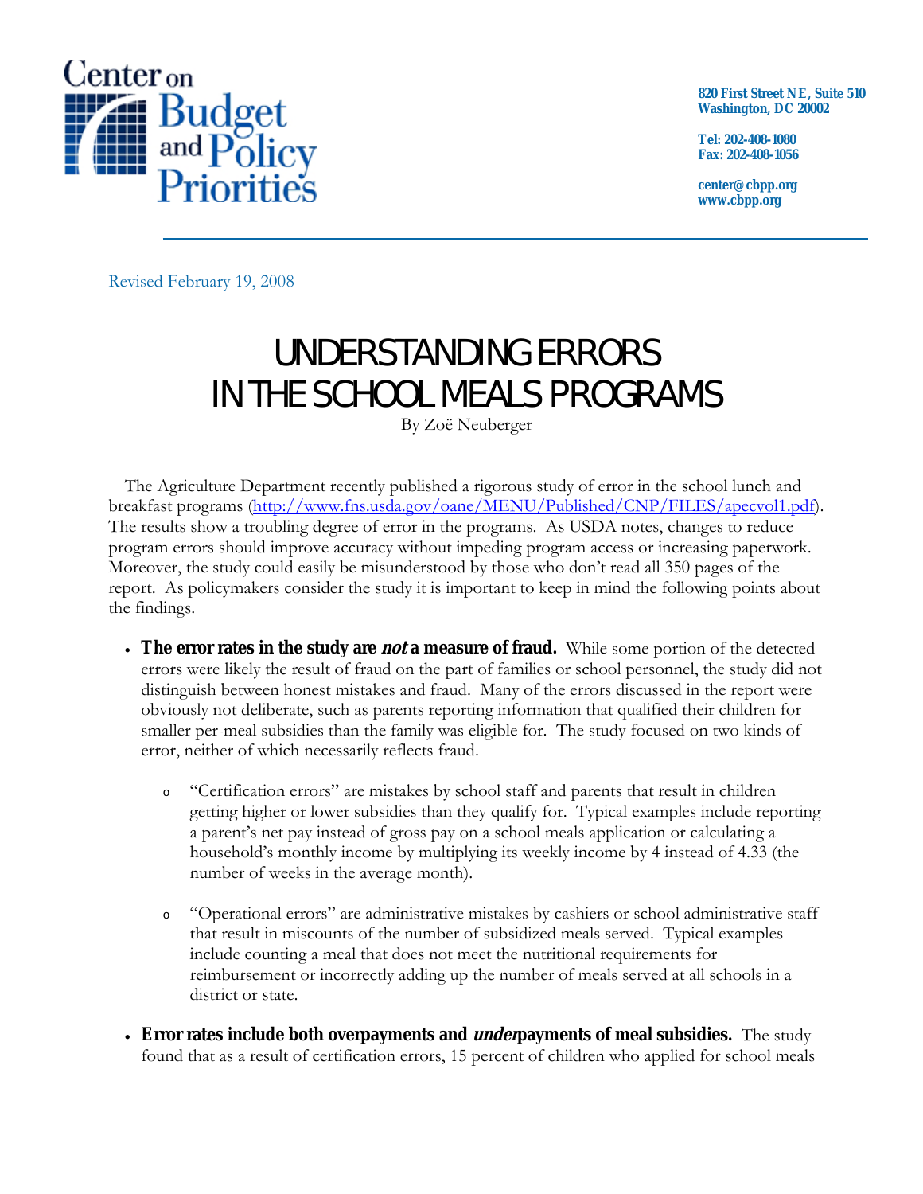Center on Budget and Policy Priorities

820 First Street NE, Suite 510
Washington, DC 20002

Tel: 202-408-1080
Fax: 202-408-1056

center@cbpp.org
www.cbpp.org

Revised February 19, 2008

# UNDERSTANDING ERRORS IN THE SCHOOL MEALS PROGRAMS

By Zoë Neuberger

The Agriculture Department recently published a rigorous study of error in the school lunch and breakfast programs (http://www.fns.usda.gov/oane/MENU/Published/CNP/FILES/apecvol1.pdf). The results show a troubling degree of error in the programs. As USDA notes, changes to reduce program errors should improve accuracy without impeding program access or increasing paperwork. Moreover, the study could easily be misunderstood by those who don't read all 350 pages of the report. As policymakers consider the study it is important to keep in mind the following points about the findings.

- **The error rates in the study are *not* a measure of fraud.** While some portion of the detected errors were likely the result of fraud on the part of families or school personnel, the study did not distinguish between honest mistakes and fraud. Many of the errors discussed in the report were obviously not deliberate, such as parents reporting information that qualified their children for smaller per-meal subsidies than the family was eligible for. The study focused on two kinds of error, neither of which necessarily reflects fraud.
  - "Certification errors" are mistakes by school staff and parents that result in children getting higher or lower subsidies than they qualify for. Typical examples include reporting a parent's net pay instead of gross pay on a school meals application or calculating a household's monthly income by multiplying its weekly income by 4 instead of 4.33 (the number of weeks in the average month).
  - "Operational errors" are administrative mistakes by cashiers or school administrative staff that result in miscounts of the number of subsidized meals served. Typical examples include counting a meal that does not meet the nutritional requirements for reimbursement or incorrectly adding up the number of meals served at all schools in a district or state.
- **Error rates include both overpayments and *under*payments of meal subsidies.** The study found that as a result of certification errors, 15 percent of children who applied for school meals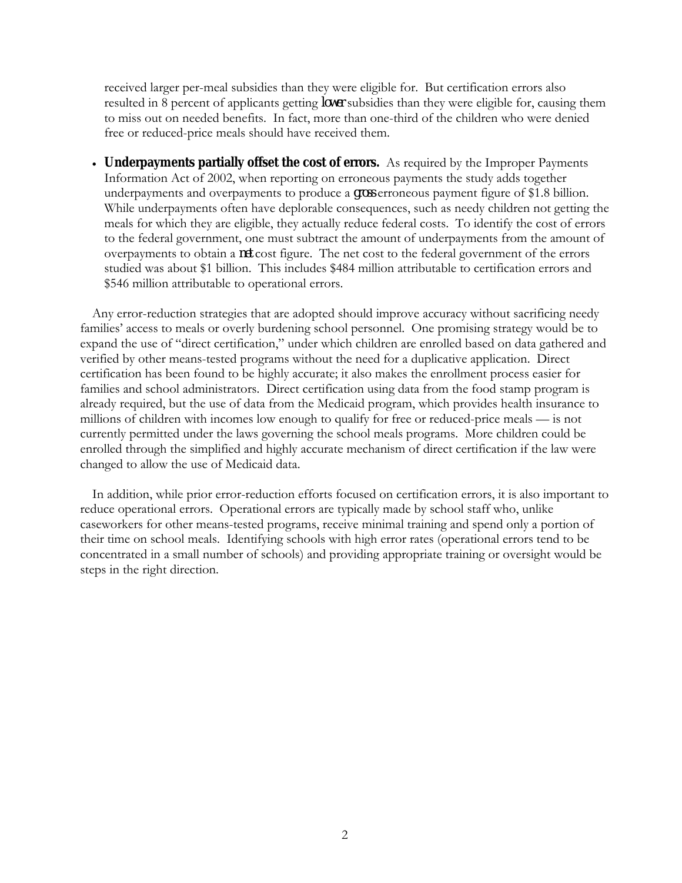received larger per-meal subsidies than they were eligible for. But certification errors also resulted in 8 percent of applicants getting *lower* subsidies than they were eligible for, causing them to miss out on needed benefits. In fact, more than one-third of the children who were denied free or reduced-price meals should have received them.

- **Underpayments partially offset the cost of errors.** As required by the Improper Payments Information Act of 2002, when reporting on erroneous payments the study adds together underpayments and overpayments to produce a *gross* erroneous payment figure of $1.8 billion. While underpayments often have deplorable consequences, such as needy children not getting the meals for which they are eligible, they actually reduce federal costs. To identify the cost of errors to the federal government, one must subtract the amount of underpayments from the amount of overpayments to obtain a *net* cost figure. The net cost to the federal government of the errors studied was about $1 billion. This includes $484 million attributable to certification errors and $546 million attributable to operational errors.

Any error-reduction strategies that are adopted should improve accuracy without sacrificing needy families' access to meals or overly burdening school personnel. One promising strategy would be to expand the use of "direct certification," under which children are enrolled based on data gathered and verified by other means-tested programs without the need for a duplicative application. Direct certification has been found to be highly accurate; it also makes the enrollment process easier for families and school administrators. Direct certification using data from the food stamp program is already required, but the use of data from the Medicaid program, which provides health insurance to millions of children with incomes low enough to qualify for free or reduced-price meals — is not currently permitted under the laws governing the school meals programs. More children could be enrolled through the simplified and highly accurate mechanism of direct certification if the law were changed to allow the use of Medicaid data.

In addition, while prior error-reduction efforts focused on certification errors, it is also important to reduce operational errors. Operational errors are typically made by school staff who, unlike caseworkers for other means-tested programs, receive minimal training and spend only a portion of their time on school meals. Identifying schools with high error rates (operational errors tend to be concentrated in a small number of schools) and providing appropriate training or oversight would be steps in the right direction.